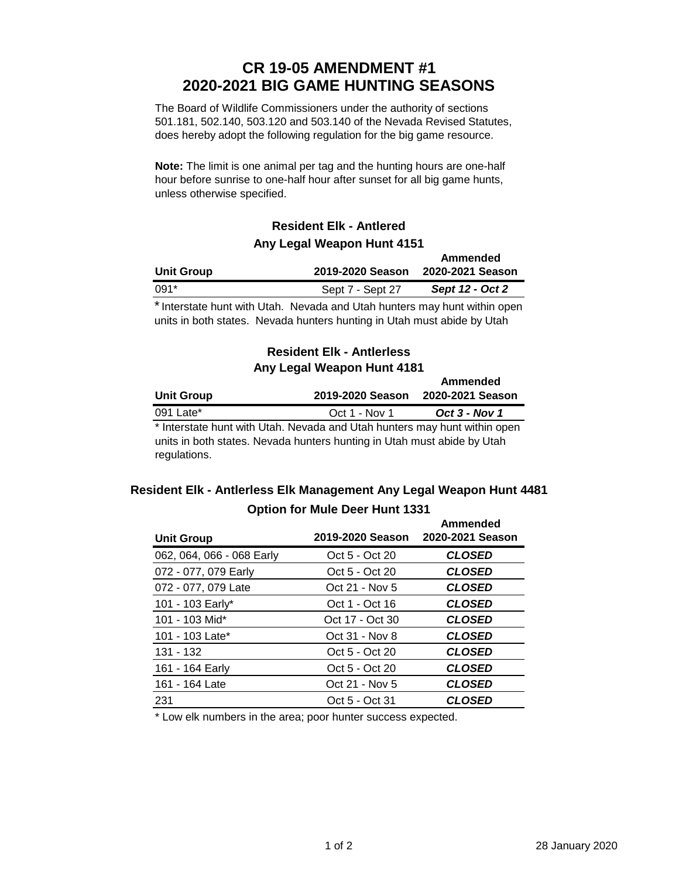# CR 19-05 AMENDMENT #1
# 2020-2021 BIG GAME HUNTING SEASONS

The Board of Wildlife Commissioners under the authority of sections 501.181, 502.140, 503.120 and 503.140 of the Nevada Revised Statutes, does hereby adopt the following regulation for the big game resource.

**Note:** The limit is one animal per tag and the hunting hours are one-half hour before sunrise to one-half hour after sunset for all big game hunts, unless otherwise specified.

### Resident Elk - Antlered
### Any Legal Weapon Hunt 4151

| Unit Group | 2019-2020 Season | Ammended 2020-2021 Season |
|---|---|---|
| 091* | Sept 7 - Sept 27 | ***Sept 12 - Oct 2*** |

\* Interstate hunt with Utah. Nevada and Utah hunters may hunt within open units in both states. Nevada hunters hunting in Utah must abide by Utah

### Resident Elk - Antlerless
### Any Legal Weapon Hunt 4181

| Unit Group | 2019-2020 Season | Ammended 2020-2021 Season |
|---|---|---|
| 091 Late* | Oct 1 - Nov 1 | ***Oct 3 - Nov 1*** |

\* Interstate hunt with Utah. Nevada and Utah hunters may hunt within open units in both states. Nevada hunters hunting in Utah must abide by Utah regulations.

### Resident Elk - Antlerless Elk Management Any Legal Weapon Hunt 4481
### Option for Mule Deer Hunt 1331

| Unit Group | 2019-2020 Season | Ammended 2020-2021 Season |
|---|---|---|
| 062, 064, 066 - 068 Early | Oct 5 - Oct 20 | ***CLOSED*** |
| 072 - 077, 079 Early | Oct 5 - Oct 20 | ***CLOSED*** |
| 072 - 077, 079 Late | Oct 21 - Nov 5 | ***CLOSED*** |
| 101 - 103 Early* | Oct 1 - Oct 16 | ***CLOSED*** |
| 101 - 103 Mid* | Oct 17 - Oct 30 | ***CLOSED*** |
| 101 - 103 Late* | Oct 31 - Nov 8 | ***CLOSED*** |
| 131 - 132 | Oct 5 - Oct 20 | ***CLOSED*** |
| 161 - 164 Early | Oct 5 - Oct 20 | ***CLOSED*** |
| 161 - 164 Late | Oct 21 - Nov 5 | ***CLOSED*** |
| 231 | Oct 5 - Oct 31 | ***CLOSED*** |

\* Low elk numbers in the area; poor hunter success expected.

28 January 2020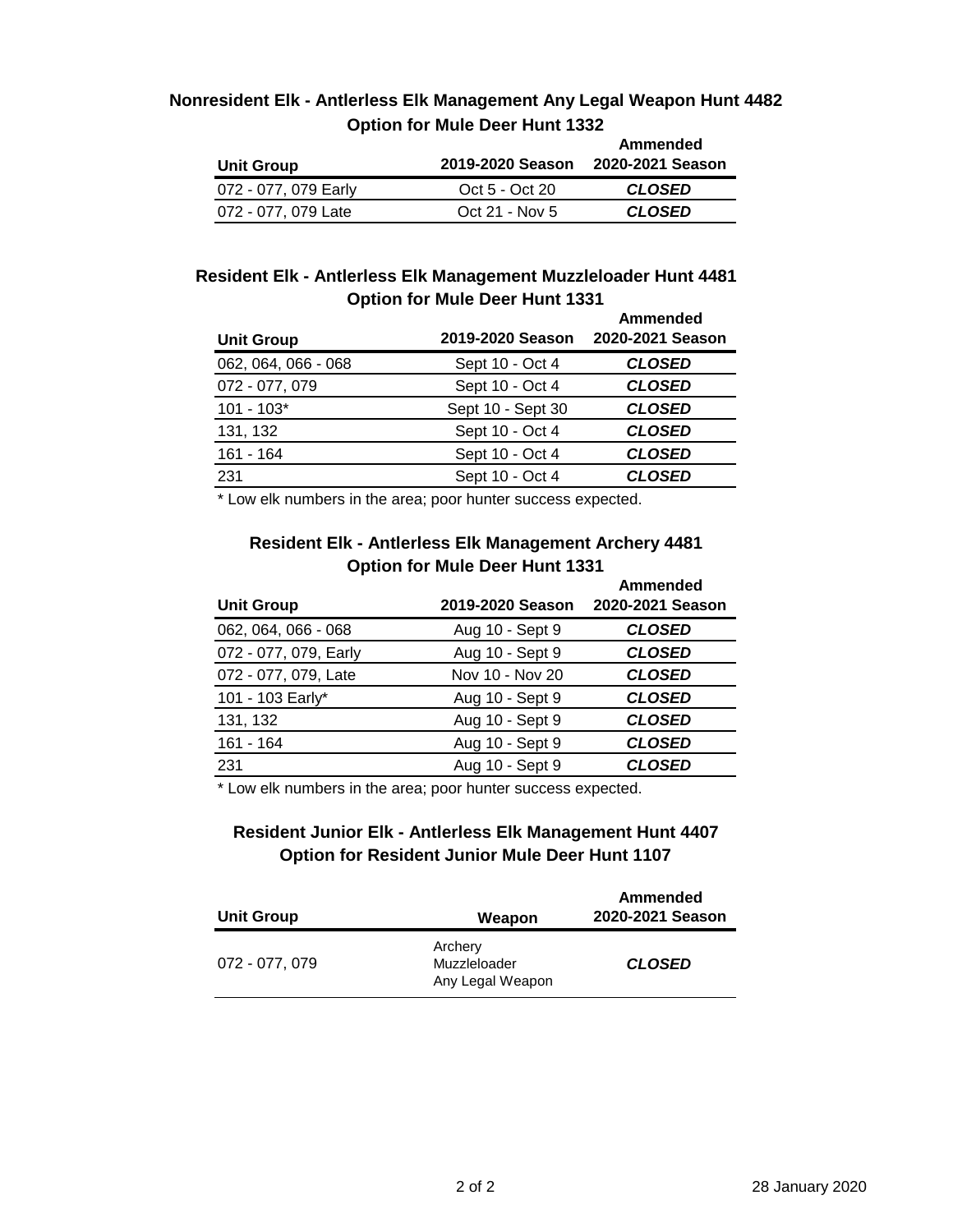### Nonresident Elk - Antlerless Elk Management Any Legal Weapon Hunt 4482
### Option for Mule Deer Hunt 1332

| Unit Group | 2019-2020 Season | Ammended 2020-2021 Season |
|---|---|---|
| 072 - 077, 079 Early | Oct 5 - Oct 20 | ***CLOSED*** |
| 072 - 077, 079 Late | Oct 21 - Nov 5 | ***CLOSED*** |

### Resident Elk - Antlerless Elk Management Muzzleloader Hunt 4481
### Option for Mule Deer Hunt 1331

| Unit Group | 2019-2020 Season | Ammended 2020-2021 Season |
|---|---|---|
| 062, 064, 066 - 068 | Sept 10 - Oct 4 | ***CLOSED*** |
| 072 - 077, 079 | Sept 10 - Oct 4 | ***CLOSED*** |
| 101 - 103* | Sept 10 - Sept 30 | ***CLOSED*** |
| 131, 132 | Sept 10 - Oct 4 | ***CLOSED*** |
| 161 - 164 | Sept 10 - Oct 4 | ***CLOSED*** |
| 231 | Sept 10 - Oct 4 | ***CLOSED*** |

* Low elk numbers in the area; poor hunter success expected.

### Resident Elk - Antlerless Elk Management Archery 4481
### Option for Mule Deer Hunt 1331

| Unit Group | 2019-2020 Season | Ammended 2020-2021 Season |
|---|---|---|
| 062, 064, 066 - 068 | Aug 10 - Sept 9 | ***CLOSED*** |
| 072 - 077, 079, Early | Aug 10 - Sept 9 | ***CLOSED*** |
| 072 - 077, 079, Late | Nov 10 - Nov 20 | ***CLOSED*** |
| 101 - 103 Early* | Aug 10 - Sept 9 | ***CLOSED*** |
| 131, 132 | Aug 10 - Sept 9 | ***CLOSED*** |
| 161 - 164 | Aug 10 - Sept 9 | ***CLOSED*** |
| 231 | Aug 10 - Sept 9 | ***CLOSED*** |

* Low elk numbers in the area; poor hunter success expected.

### Resident Junior Elk - Antlerless Elk Management Hunt 4407
### Option for Resident Junior Mule Deer Hunt 1107

| Unit Group | Weapon | Ammended 2020-2021 Season |
|---|---|---|
| 072 - 077, 079 | Archery<br>Muzzleloader<br>Any Legal Weapon | ***CLOSED*** |

28 January 2020